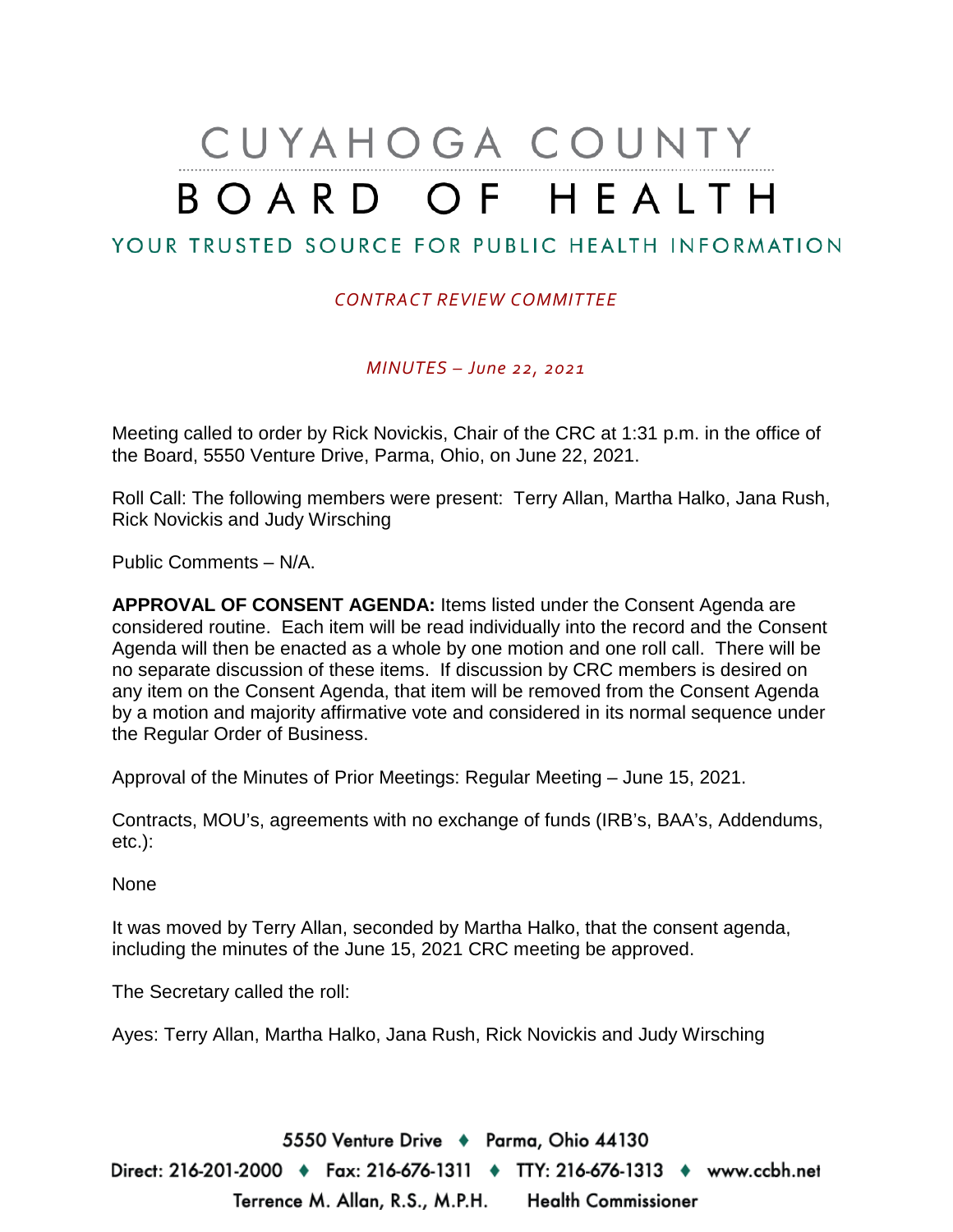# CUYAHOGA COUNTY BOARD OF HEALTH

YOUR TRUSTED SOURCE FOR PUBLIC HEALTH INFORMATION

*CONTRACT REVIEW COMMITTEE*

*MINUTES – June 22, 2021*

Meeting called to order by Rick Novickis, Chair of the CRC at 1:31 p.m. in the office of the Board, 5550 Venture Drive, Parma, Ohio, on June 22, 2021.

Roll Call: The following members were present: Terry Allan, Martha Halko, Jana Rush, Rick Novickis and Judy Wirsching

Public Comments – N/A.

**APPROVAL OF CONSENT AGENDA:** Items listed under the Consent Agenda are considered routine. Each item will be read individually into the record and the Consent Agenda will then be enacted as a whole by one motion and one roll call. There will be no separate discussion of these items. If discussion by CRC members is desired on any item on the Consent Agenda, that item will be removed from the Consent Agenda by a motion and majority affirmative vote and considered in its normal sequence under the Regular Order of Business.

Approval of the Minutes of Prior Meetings: Regular Meeting – June 15, 2021.

Contracts, MOU's, agreements with no exchange of funds (IRB's, BAA's, Addendums, etc.):

None

It was moved by Terry Allan, seconded by Martha Halko, that the consent agenda, including the minutes of the June 15, 2021 CRC meeting be approved.

The Secretary called the roll:

Ayes: Terry Allan, Martha Halko, Jana Rush, Rick Novickis and Judy Wirsching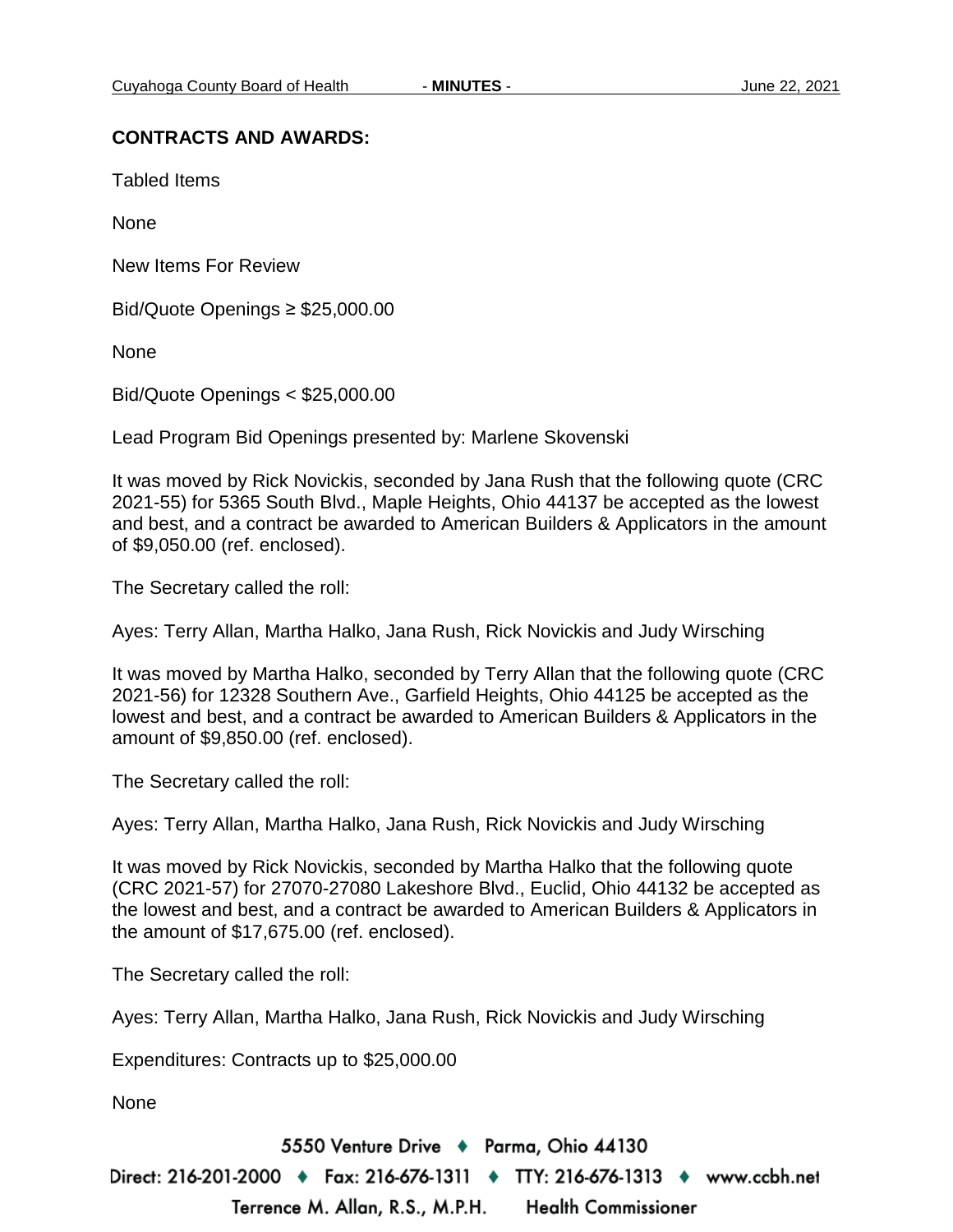**CONTRACTS AND AWARDS:**

Tabled Items

None

New Items For Review

Bid/Quote Openings ≥ $25,000.00

None

Bid/Quote Openings < $25,000.00

Lead Program Bid Openings presented by: Marlene Skovenski

It was moved by Rick Novickis, seconded by Jana Rush that the following quote (CRC 2021-55) for 5365 South Blvd., Maple Heights, Ohio 44137 be accepted as the lowest and best, and a contract be awarded to American Builders & Applicators in the amount of $9,050.00 (ref. enclosed).

The Secretary called the roll:

Ayes: Terry Allan, Martha Halko, Jana Rush, Rick Novickis and Judy Wirsching

It was moved by Martha Halko, seconded by Terry Allan that the following quote (CRC 2021-56) for 12328 Southern Ave., Garfield Heights, Ohio 44125 be accepted as the lowest and best, and a contract be awarded to American Builders & Applicators in the amount of $9,850.00 (ref. enclosed).

The Secretary called the roll:

Ayes: Terry Allan, Martha Halko, Jana Rush, Rick Novickis and Judy Wirsching

It was moved by Rick Novickis, seconded by Martha Halko that the following quote (CRC 2021-57) for 27070-27080 Lakeshore Blvd., Euclid, Ohio 44132 be accepted as the lowest and best, and a contract be awarded to American Builders & Applicators in the amount of $17,675.00 (ref. enclosed).

The Secretary called the roll:

Ayes: Terry Allan, Martha Halko, Jana Rush, Rick Novickis and Judy Wirsching

Expenditures: Contracts up to $25,000.00

None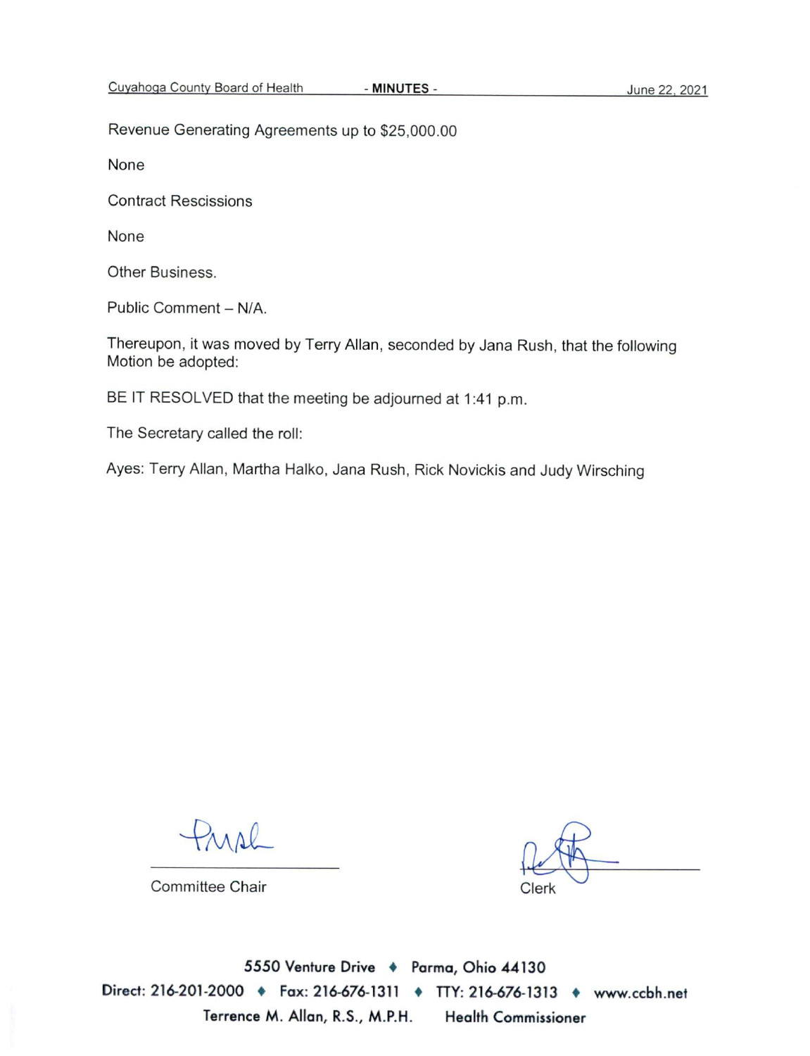Revenue Generating Agreements up to $25,000.00

None

Contract Rescissions

None

Other Business.

Public Comment – N/A.

Thereupon, it was moved by Terry Allan, seconded by Jana Rush, that the following Motion be adopted:

BE IT RESOLVED that the meeting be adjourned at 1:41 p.m.

The Secretary called the roll:

Ayes: Terry Allan, Martha Halko, Jana Rush, Rick Novickis and Judy Wirsching

Committee Chair

Clerk

5550 Venture Drive ♦ Parma, Ohio 44130

Direct: 216-201-2000 ♦ Fax: 216-676-1311 ♦ TTY: 216-676-1313 ♦ www.ccbh.net

Terrence M. Allan, R.S., M.P.H. Health Commissioner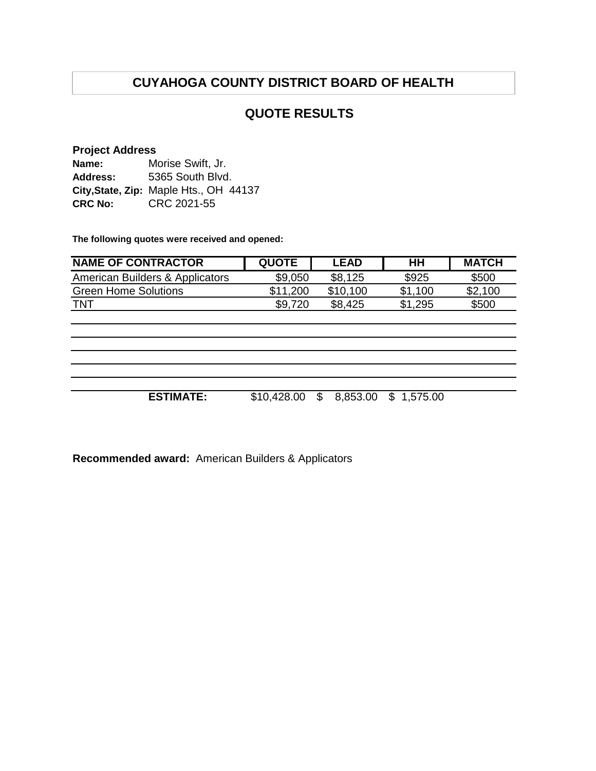# CUYAHOGA COUNTY DISTRICT BOARD OF HEALTH

## QUOTE RESULTS

**Project Address**

**Name:** Morise Swift, Jr.
**Address:** 5365 South Blvd.
**City,State, Zip:** Maple Hts., OH 44137
**CRC No:** CRC 2021-55

**The following quotes were received and opened:**

| NAME OF CONTRACTOR | QUOTE | LEAD | HH | MATCH |
|---|---|---|---|---|
| American Builders & Applicators | $9,050 | $8,125 | $925 | $500 |
| Green Home Solutions | $11,200 | $10,100 | $1,100 | $2,100 |
| TNT | $9,720 | $8,425 | $1,295 | $500 |
| | | | | |
| | | | | |
| | | | | |
| | | | | |
| | | | | |
| **ESTIMATE:** | $10,428.00 | $ 8,853.00 | $ 1,575.00 | |

**Recommended award:** American Builders & Applicators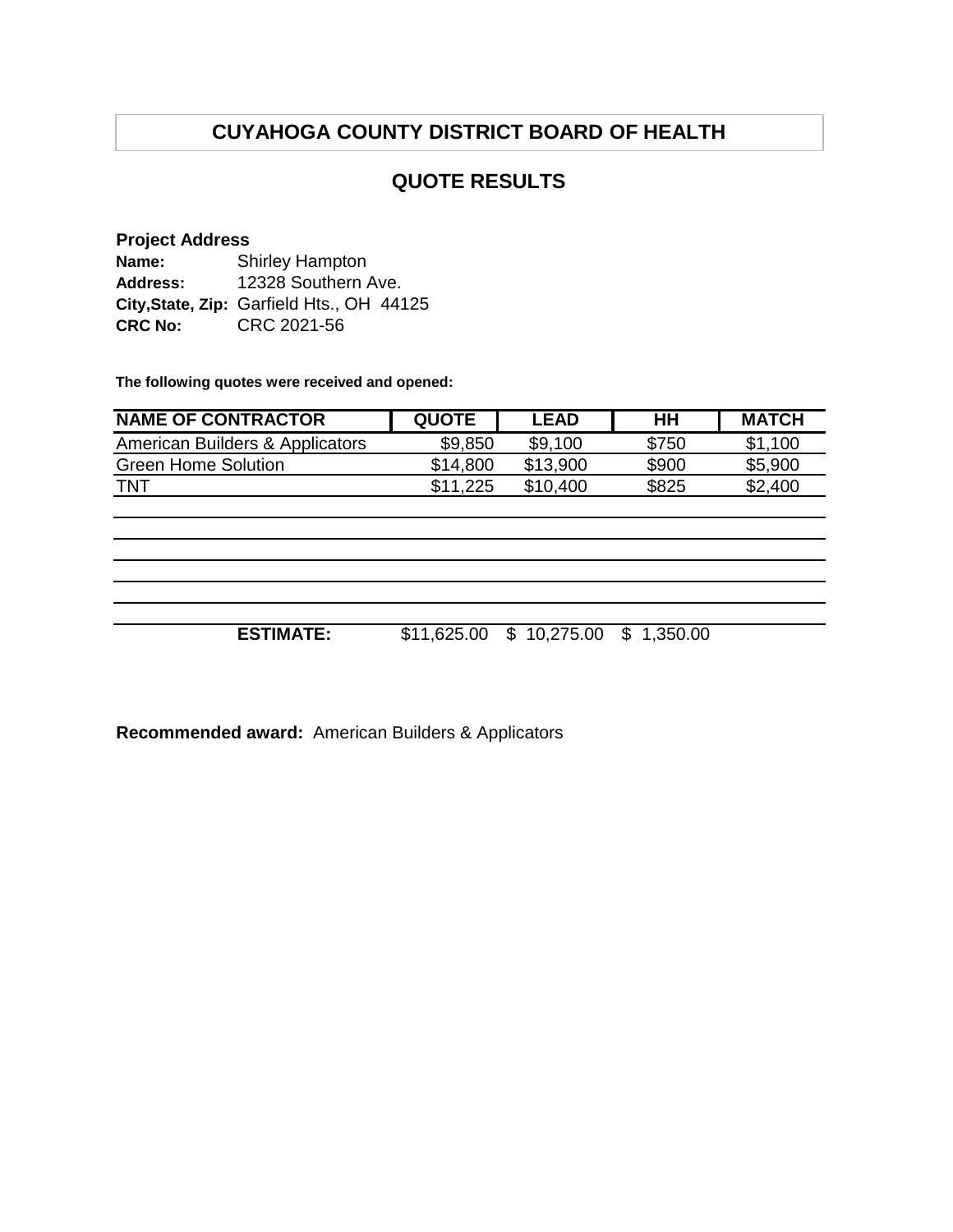# CUYAHOGA COUNTY DISTRICT BOARD OF HEALTH

## QUOTE RESULTS

**Project Address**

**Name:** Shirley Hampton
**Address:** 12328 Southern Ave.
**City,State, Zip:** Garfield Hts., OH 44125
**CRC No:** CRC 2021-56

**The following quotes were received and opened:**

| NAME OF CONTRACTOR | QUOTE | LEAD | HH | MATCH |
|---|---|---|---|---|
| American Builders & Applicators | $9,850 | $9,100 | $750 | $1,100 |
| Green Home Solution | $14,800 | $13,900 | $900 | $5,900 |
| TNT | $11,225 | $10,400 | $825 | $2,400 |
| | | | | |
| | | | | |
| | | | | |
| | | | | |
| | | | | |
| **ESTIMATE:** | $11,625.00 | $ 10,275.00 | $ 1,350.00 | |

**Recommended award:** American Builders & Applicators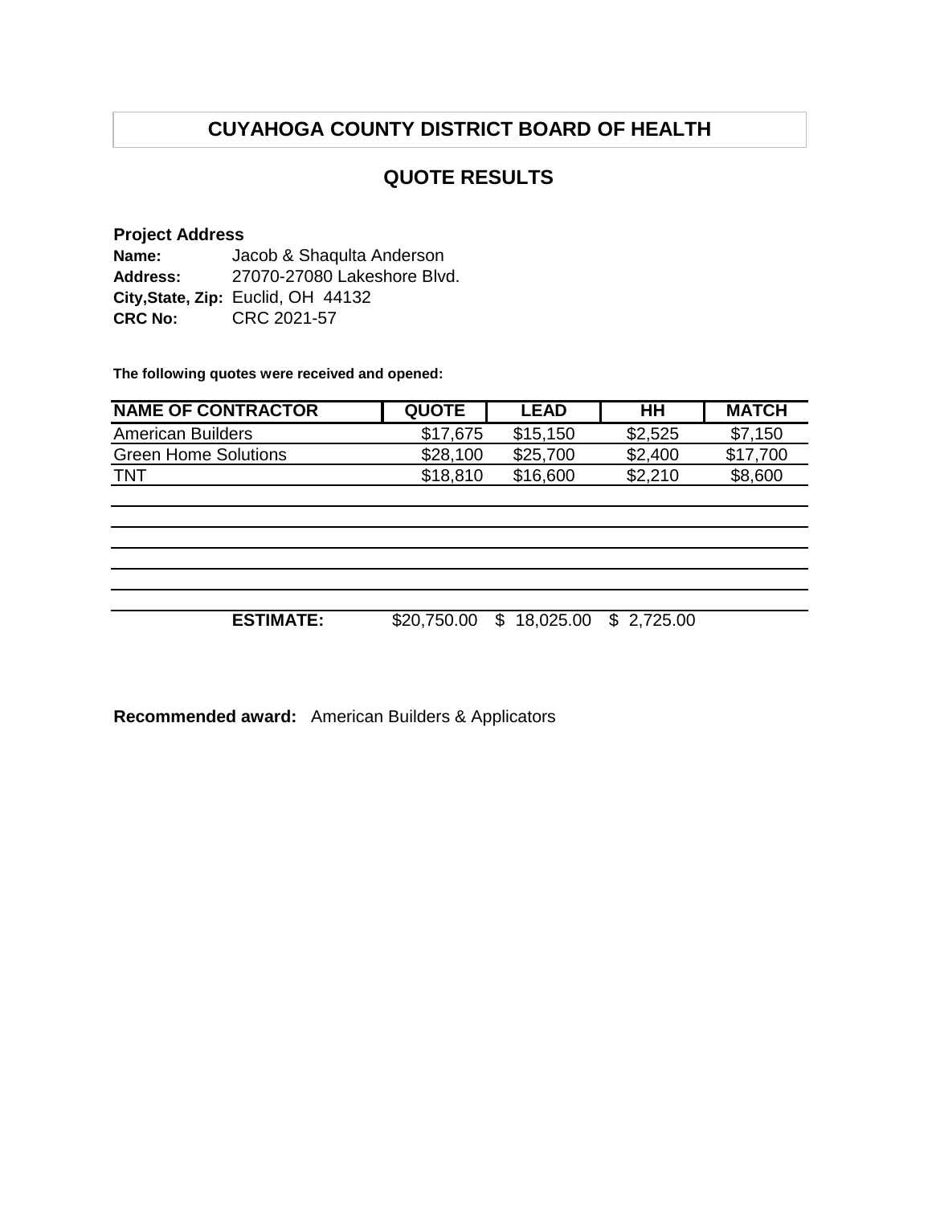# CUYAHOGA COUNTY DISTRICT BOARD OF HEALTH

## QUOTE RESULTS

**Project Address**

**Name:** Jacob & Shaqulta Anderson
**Address:** 27070-27080 Lakeshore Blvd.
**City,State, Zip:** Euclid, OH 44132
**CRC No:** CRC 2021-57

**The following quotes were received and opened:**

| NAME OF CONTRACTOR | QUOTE | LEAD | HH | MATCH |
|---|---|---|---|---|
| American Builders | $17,675 | $15,150 | $2,525 | $7,150 |
| Green Home Solutions | $28,100 | $25,700 | $2,400 | $17,700 |
| TNT | $18,810 | $16,600 | $2,210 | $8,600 |
| | | | | |
| | | | | |
| | | | | |
| | | | | |
| | | | | |
| **ESTIMATE:** | $20,750.00 | $ 18,025.00 | $ 2,725.00 | |

**Recommended award:** American Builders & Applicators